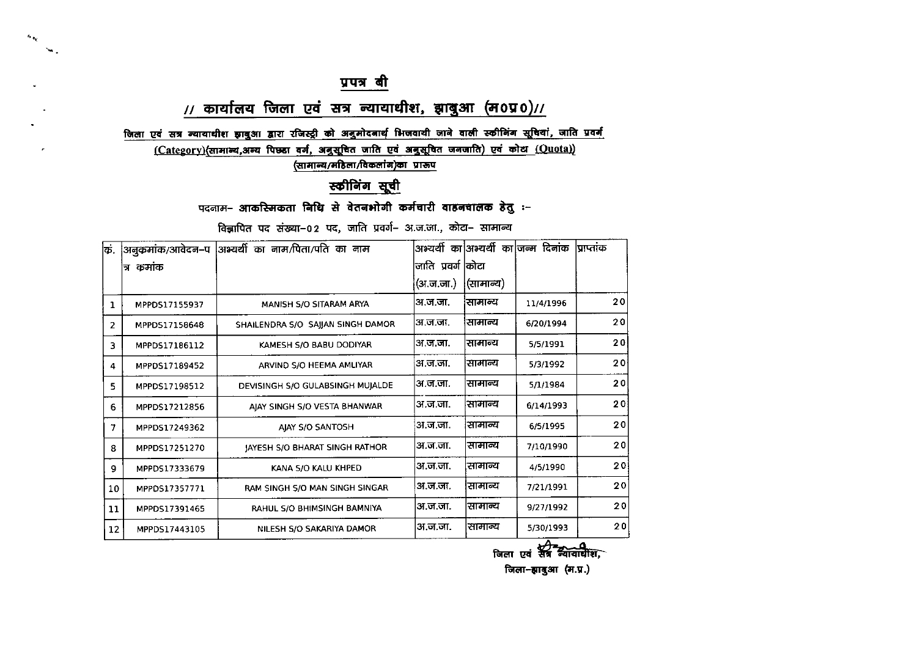# प्रपत्र बी

## // कार्यालय जिला एवं सत्र न्यायाधीश, झाबुआ (म0प्र0)//

जिला एवं सत्र न्यायाधीश झाबुआ द्वारा रजिस्ट्री को अनुमोदनार्थ भिजवायी जाने वाली स्कीनिंग सूचियां, जाति प्रवर्ग (Category)(सामान्य,अन्य पिछड़ा वर्ग, अनुसूचित जाति एवं अनुसूचित जनजाति) एवं कोटा (Quota)) (सामान्य/महिला/विकलांग)का प्रारूप

## स्कीनिंग सूची

पदनाम- **आकस्मिकता निधि से वेतनभोगी कर्मचारी वाहनचालक हेतु** :-

विज्ञापित पद संख्या-02 पद, जाति प्रवर्ग- अ.ज.जा., कोटा- सामान्य

| क्र. | अनुक्रमांक/आवेदन-पत्र क्रमांक | अभ्यर्थी का नाम/पिता/पति का नाम | अभ्यर्थी का जाति प्रवर्ग (अ.ज.जा.) | अभ्यर्थी का कोटा (सामान्य) | जन्म दिनांक | प्राप्तांक |
|---|---|---|---|---|---|---|
| 1 | MPPDS17155937 | MANISH S/O SITARAM ARYA | अ.ज.जा. | सामान्य | 11/4/1996 | 20 |
| 2 | MPPDS17158648 | SHAILENDRA S/O SAJJAN SINGH DAMOR | अ.ज.जा. | सामान्य | 6/20/1994 | 20 |
| 3 | MPPDS17186112 | KAMESH S/O BABU DODIYAR | अ.ज.जा. | सामान्य | 5/5/1991 | 20 |
| 4 | MPPDS17189452 | ARVIND S/O HEEMA AMLIYAR | अ.ज.जा. | सामान्य | 5/3/1992 | 20 |
| 5 | MPPDS17198512 | DEVISINGH S/O GULABSINGH MUJALDE | अ.ज.जा. | सामान्य | 5/1/1984 | 20 |
| 6 | MPPDS17212856 | AJAY SINGH S/O VESTA BHANWAR | अ.ज.जा. | सामान्य | 6/14/1993 | 20 |
| 7 | MPPDS17249362 | AJAY S/O SANTOSH | अ.ज.जा. | सामान्य | 6/5/1995 | 20 |
| 8 | MPPDS17251270 | JAYESH S/O BHARAT SINGH RATHOR | अ.ज.जा. | सामान्य | 7/10/1990 | 20 |
| 9 | MPPDS17333679 | KANA S/O KALU KHPED | अ.ज.जा. | सामान्य | 4/5/1990 | 20 |
| 10 | MPPDS17357771 | RAM SINGH S/O MAN SINGH SINGAR | अ.ज.जा. | सामान्य | 7/21/1991 | 20 |
| 11 | MPPDS17391465 | RAHUL S/O BHIMSINGH BAMNIYA | अ.ज.जा. | सामान्य | 9/27/1992 | 20 |
| 12 | MPPDS17443105 | NILESH S/O SAKARIYA DAMOR | अ.ज.जा. | सामान्य | 5/30/1993 | 20 |

जिला एवं सत्र न्यायाधीश,
जिला-झाबुआ (म.प्र.)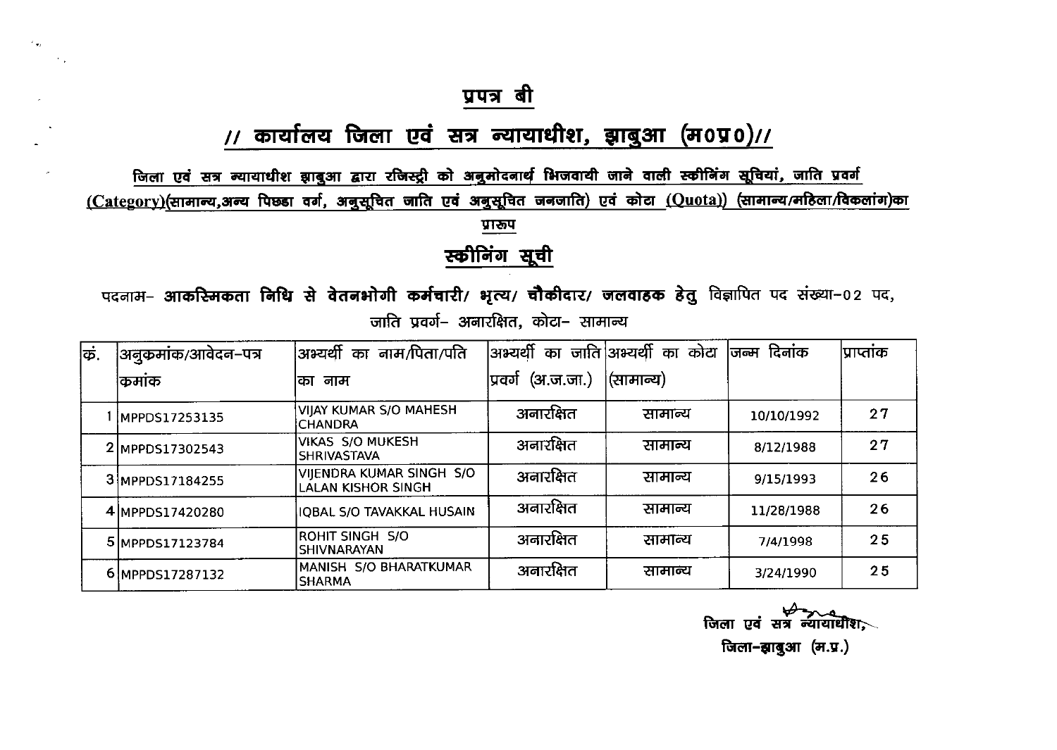## प्रपत्र बी

# // कार्यालय जिला एवं सत्र न्यायाधीश, झाबुआ (म0प्र0)//

**जिला एवं सत्र न्यायाधीश झाबुआ द्वारा रजिस्ट्री को अनुमोदनार्थ भिजवायी जाने वाली स्कीनिंग सूचियां, जाति प्रवर्ग (Category)(सामान्य,अन्य पिछड़ा वर्ग, अनुसूचित जाति एवं अनुसूचित जनजाति) एवं कोटा (Quota)) (सामान्य/महिला/विकलांग)का प्रारूप**

## स्कीनिंग सूची

पदनाम- **आकस्मिकता निधि से वेतनभोगी कर्मचारी/ भृत्य/ चौकीदार/ जलवाहक हेतु** विज्ञापित पद संख्या-02 पद,

जाति प्रवर्ग- अनारक्षित, कोटा- सामान्य

| क्रं. | अनुकमांक/आवेदन-पत्र कमांक | अभ्यर्थी का नाम/पिता/पति का नाम | अभ्यर्थी का जाति प्रवर्ग (अ.ज.जा.) | अभ्यर्थी का कोटा (सामान्य) | जन्म दिनांक | प्राप्तांक |
|---|---|---|---|---|---|---|
| 1 | MPPDS17253135 | VIJAY KUMAR S/O MAHESH CHANDRA | अनारक्षित | सामान्य | 10/10/1992 | 27 |
| 2 | MPPDS17302543 | VIKAS S/O MUKESH SHRIVASTAVA | अनारक्षित | सामान्य | 8/12/1988 | 27 |
| 3 | MPPDS17184255 | VIJENDRA KUMAR SINGH S/O LALAN KISHOR SINGH | अनारक्षित | सामान्य | 9/15/1993 | 26 |
| 4 | MPPDS17420280 | IQBAL S/O TAVAKKAL HUSAIN | अनारक्षित | सामान्य | 11/28/1988 | 26 |
| 5 | MPPDS17123784 | ROHIT SINGH S/O SHIVNARAYAN | अनारक्षित | सामान्य | 7/4/1998 | 25 |
| 6 | MPPDS17287132 | MANISH S/O BHARATKUMAR SHARMA | अनारक्षित | सामान्य | 3/24/1990 | 25 |

जिला एवं सत्र न्यायाधीश,
जिला-झाबुआ (म.प्र.)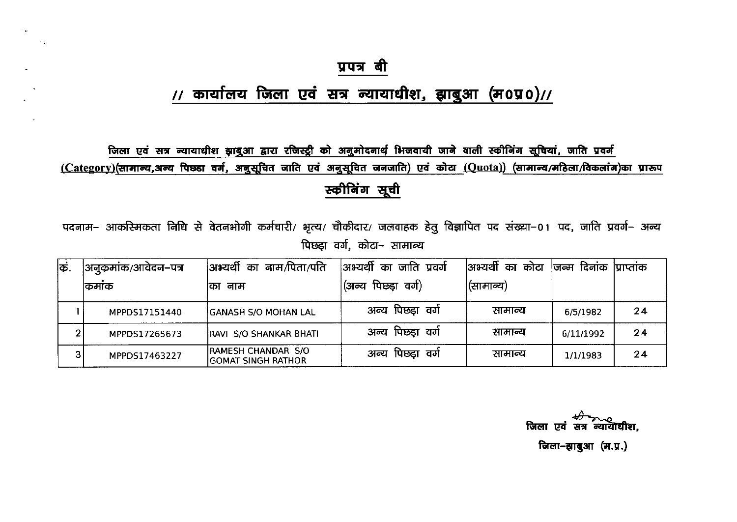## प्रपत्र बी

## // कार्यालय जिला एवं सत्र न्यायाधीश, झाबुआ (म0प्र0)//

**जिला एवं सत्र न्यायाधीश झाबुआ द्वारा रजिस्ट्री को अनुमोदनार्थ भिजवायी जाने वाली स्क्रीनिंग सूचियां, जाति प्रवर्ग (Category)(सामान्य,अन्य पिछडा वर्ग, अनुसूचित जाति एवं अनुसूचित जनजाति) एवं कोटा (Quota)) (सामान्य/महिला/विकलांग)का प्रारूप**

### स्क्रीनिंग सूची

पदनाम– आकस्मिकता निधि से वेतनभोगी कर्मचारी/ भृत्य/ चौकीदार/ जलवाहक हेतु विज्ञापित पद संख्या–01 पद, जाति प्रवर्ग– अन्य पिछड़ा वर्ग, कोटा– सामान्य

| क्र. | अनुक्रमांक/आवेदन–पत्र कमांक | अभ्यर्थी का नाम/पिता/पति का नाम | अभ्यर्थी का जाति प्रवर्ग (अन्य पिछड़ा वर्ग) | अभ्यर्थी का कोटा (सामान्य) | जन्म दिनांक | प्राप्तांक |
|---|---|---|---|---|---|---|
| 1 | MPPDS17151440 | GANASH S/O MOHAN LAL | अन्य पिछड़ा वर्ग | सामान्य | 6/5/1982 | 24 |
| 2 | MPPDS17265673 | RAVI S/O SHANKAR BHATI | अन्य पिछड़ा वर्ग | सामान्य | 6/11/1992 | 24 |
| 3 | MPPDS17463227 | RAMESH CHANDAR S/O GOMAT SINGH RATHOR | अन्य पिछड़ा वर्ग | सामान्य | 1/1/1983 | 24 |

जिला एवं सत्र न्यायाधीश,
जिला–झाबुआ (म.प्र.)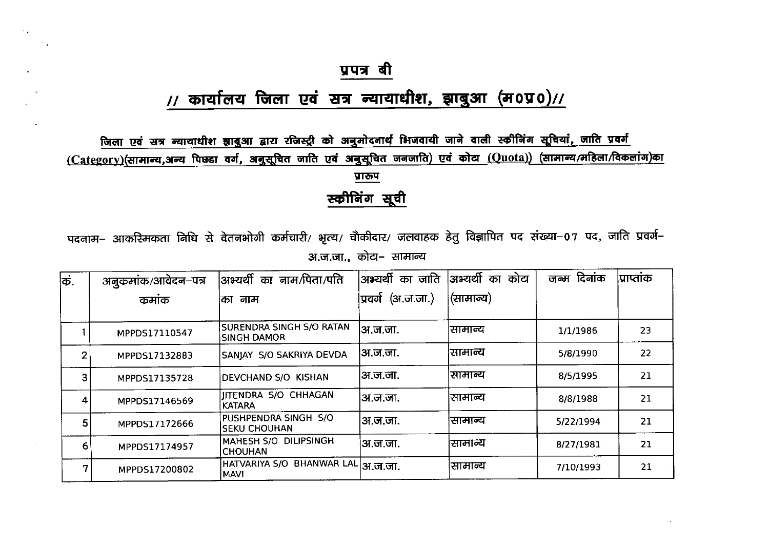## प्रपत्र बी

# // कार्यालय जिला एवं सत्र न्यायाधीश, झाबुआ (म0प्र0)//

**जिला एवं सत्र न्यायाधीश झाबुआ द्वारा रजिस्ट्री को अनुमोदनार्थ भिजवायी जाने वाली स्क्रीनिंग सूचियां, जाति प्रवर्ग (Category)(सामान्य,अन्य पिछडा वर्ग, अनुसूचित जाति एवं अनुसूचित जनजाति) एवं कोटा (Quota)) (सामान्य/महिला/विकलांग)का प्रारूप**

## स्कीनिंग सूची

पदनाम– आकस्मिकता निधि से वेतनभोगी कर्मचारी/ भृत्य/ चौकीदार/ जलवाहक हेतु विज्ञापित पद संख्या–07 पद, जाति प्रवर्ग– अ.ज.जा., कोटा– सामान्य

| कं. | अनुकमांक/आवेदन–पत्र कमांक | अभ्यर्थी का नाम/पिता/पति का नाम | अभ्यर्थी का जाति प्रवर्ग (अ.ज.जा.) | अभ्यर्थी का कोटा (सामान्य) | जन्म दिनांक | प्राप्तांक |
|---|---|---|---|---|---|---|
| 1 | MPPDS17110547 | SURENDRA SINGH S/O RATAN SINGH DAMOR | अ.ज.जा. | सामान्य | 1/1/1986 | 23 |
| 2 | MPPDS17132883 | SANJAY S/O SAKRIYA DEVDA | अ.ज.जा. | सामान्य | 5/8/1990 | 22 |
| 3 | MPPDS17135728 | DEVCHAND S/O KISHAN | अ.ज.जा. | सामान्य | 8/5/1995 | 21 |
| 4 | MPPDS17146569 | JITENDRA S/O CHHAGAN KATARA | अ.ज.जा. | सामान्य | 8/8/1988 | 21 |
| 5 | MPPDS17172666 | PUSHPENDRA SINGH S/O SEKU CHOUHAN | अ.ज.जा. | सामान्य | 5/22/1994 | 21 |
| 6 | MPPDS17174957 | MAHESH S/O DILIPSINGH CHOUHAN | अ.ज.जा. | सामान्य | 8/27/1981 | 21 |
| 7 | MPPDS17200802 | HATVARIYA S/O BHANWAR LAL MAVI | अ.ज.जा. | सामान्य | 7/10/1993 | 21 |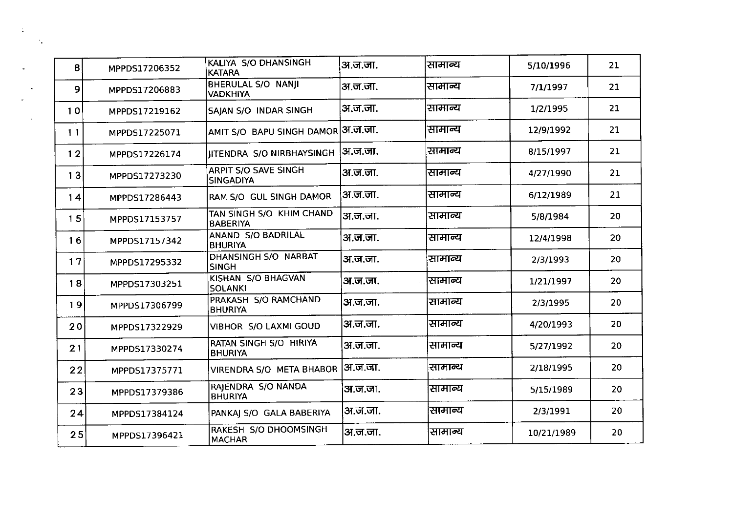| | | | | | | |
|---|---|---|---|---|---|---|
| 8 | MPPDS17206352 | KALIYA S/O DHANSINGH KATARA | अ.ज.जा. | सामान्य | 5/10/1996 | 21 |
| 9 | MPPDS17206883 | BHERULAL S/O NANJI VADKHIYA | अ.ज.जा. | सामान्य | 7/1/1997 | 21 |
| 10 | MPPDS17219162 | SAJAN S/O INDAR SINGH | अ.ज.जा. | सामान्य | 1/2/1995 | 21 |
| 11 | MPPDS17225071 | AMIT S/O BAPU SINGH DAMOR | अ.ज.जा. | सामान्य | 12/9/1992 | 21 |
| 12 | MPPDS17226174 | JITENDRA S/O NIRBHAYSINGH | अ.ज.जा. | सामान्य | 8/15/1997 | 21 |
| 13 | MPPDS17273230 | ARPIT S/O SAVE SINGH SINGADIYA | अ.ज.जा. | सामान्य | 4/27/1990 | 21 |
| 14 | MPPDS17286443 | RAM S/O GUL SINGH DAMOR | अ.ज.जा. | सामान्य | 6/12/1989 | 21 |
| 15 | MPPDS17153757 | TAN SINGH S/O KHIM CHAND BABERIYA | अ.ज.जा. | सामान्य | 5/8/1984 | 20 |
| 16 | MPPDS17157342 | ANAND S/O BADRILAL BHURIYA | अ.ज.जा. | सामान्य | 12/4/1998 | 20 |
| 17 | MPPDS17295332 | DHANSINGH S/O NARBAT SINGH | अ.ज.जा. | सामान्य | 2/3/1993 | 20 |
| 18 | MPPDS17303251 | KISHAN S/O BHAGVAN SOLANKI | अ.ज.जा. | सामान्य | 1/21/1997 | 20 |
| 19 | MPPDS17306799 | PRAKASH S/O RAMCHAND BHURIYA | अ.ज.जा. | सामान्य | 2/3/1995 | 20 |
| 20 | MPPDS17322929 | VIBHOR S/O LAXMI GOUD | अ.ज.जा. | सामान्य | 4/20/1993 | 20 |
| 21 | MPPDS17330274 | RATAN SINGH S/O HIRIYA BHURIYA | अ.ज.जा. | सामान्य | 5/27/1992 | 20 |
| 22 | MPPDS17375771 | VIRENDRA S/O META BHABOR | अ.ज.जा. | सामान्य | 2/18/1995 | 20 |
| 23 | MPPDS17379386 | RAJENDRA S/O NANDA BHURIYA | अ.ज.जा. | सामान्य | 5/15/1989 | 20 |
| 24 | MPPDS17384124 | PANKAJ S/O GALA BABERIYA | अ.ज.जा. | सामान्य | 2/3/1991 | 20 |
| 25 | MPPDS17396421 | RAKESH S/O DHOOMSINGH MACHAR | अ.ज.जा. | सामान्य | 10/21/1989 | 20 |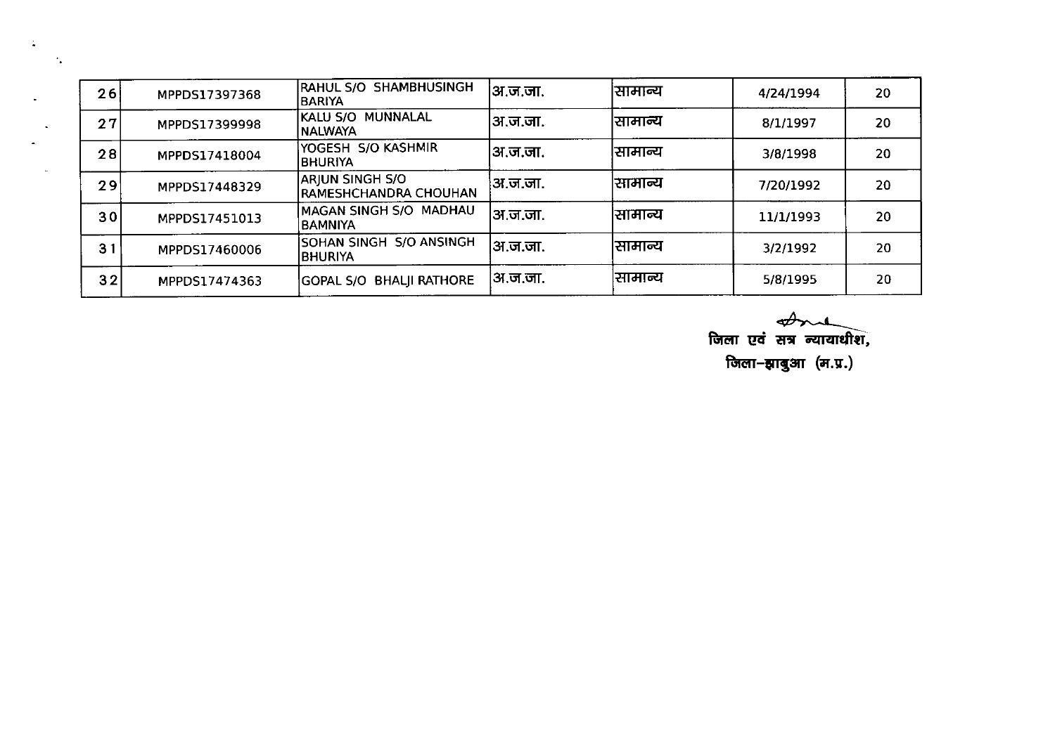| 26 | MPPDS17397368 | RAHUL S/O SHAMBHUSINGH BARIYA | अ.ज.जा. | सामान्य | 4/24/1994 | 20 |
|---|---|---|---|---|---|---|
| 27 | MPPDS17399998 | KALU S/O MUNNALAL NALWAYA | अ.ज.जा. | सामान्य | 8/1/1997 | 20 |
| 28 | MPPDS17418004 | YOGESH S/O KASHMIR BHURIYA | अ.ज.जा. | सामान्य | 3/8/1998 | 20 |
| 29 | MPPDS17448329 | ARJUN SINGH S/O RAMESHCHANDRA CHOUHAN | अ.ज.जा. | सामान्य | 7/20/1992 | 20 |
| 30 | MPPDS17451013 | MAGAN SINGH S/O MADHAU BAMNIYA | अ.ज.जा. | सामान्य | 11/1/1993 | 20 |
| 31 | MPPDS17460006 | SOHAN SINGH S/O ANSINGH BHURIYA | अ.ज.जा. | सामान्य | 3/2/1992 | 20 |
| 32 | MPPDS17474363 | GOPAL S/O BHALJI RATHORE | अ.ज.जा. | सामान्य | 5/8/1995 | 20 |

जिला एवं सत्र न्यायाधीश,
जिला–झाबुआ (म.प्र.)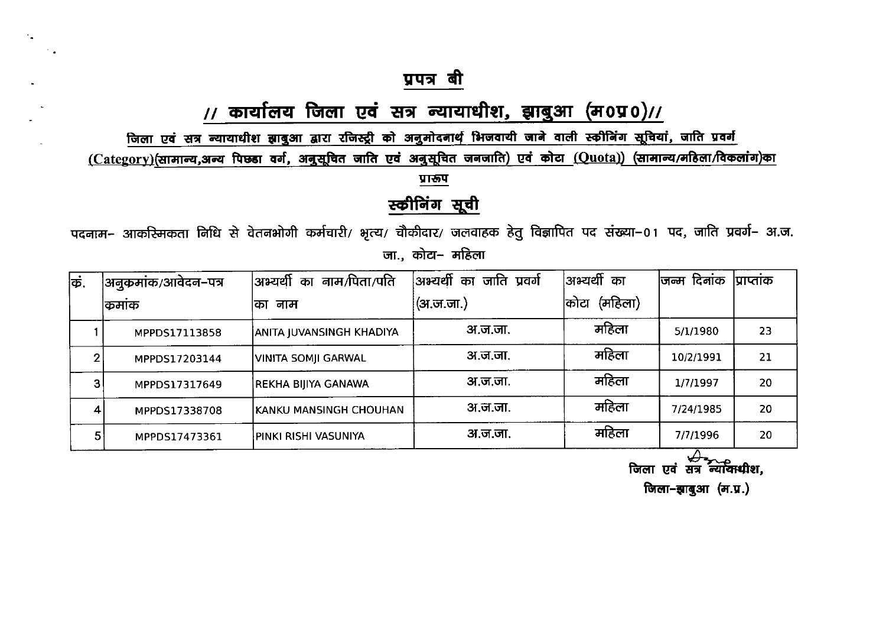# प्रपत्र बी

## // कार्यालय जिला एवं सत्र न्यायाधीश, झाबुआ (म0प्र0)//

**जिला एवं सत्र न्यायाधीश झाबुआ द्वारा रजिस्ट्री को अनुमोदनार्थ भिजवायी जाने वाली स्कीनिंग सूचियां, जाति प्रवर्ग (Category)(सामान्य,अन्य पिछडा वर्ग, अनुसूचित जाति एवं अनुसूचित जनजाति) एवं कोटा (Quota)) (सामान्य/महिला/विकलांग)का प्रारूप**

## स्कीनिंग सूची

पदनाम– आकस्मिकता निधि से वेतनभोगी कर्मचारी/ भृत्य/ चौकीदार/ जलवाहक हेतु विज्ञापित पद संख्या–01 पद, जाति प्रवर्ग– अ.ज.जा., कोटा– महिला

| कं. | अनुकमांक/आवेदन–पत्र कमांक | अभ्यर्थी का नाम/पिता/पति का नाम | अभ्यर्थी का जाति प्रवर्ग (अ.ज.जा.) | अभ्यर्थी का कोटा (महिला) | जन्म दिनांक | प्राप्तांक |
|---|---|---|---|---|---|---|
| 1 | MPPDS17113858 | ANITA JUVANSINGH KHADIYA | अ.ज.जा. | महिला | 5/1/1980 | 23 |
| 2 | MPPDS17203144 | VINITA SOMJI GARWAL | अ.ज.जा. | महिला | 10/2/1991 | 21 |
| 3 | MPPDS17317649 | REKHA BIJIYA GANAWA | अ.ज.जा. | महिला | 1/7/1997 | 20 |
| 4 | MPPDS17338708 | KANKU MANSINGH CHOUHAN | अ.ज.जा. | महिला | 7/24/1985 | 20 |
| 5 | MPPDS17473361 | PINKI RISHI VASUNIYA | अ.ज.जा. | महिला | 7/7/1996 | 20 |

जिला एवं सत्र न्यायाधीश,
जिला–झाबुआ (म.प्र.)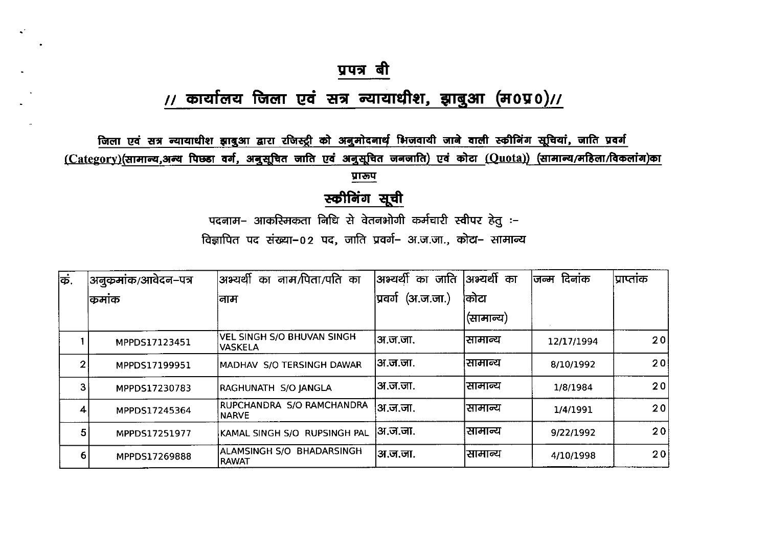# प्रपत्र बी

## // कार्यालय जिला एवं सत्र न्यायाधीश, झाबुआ (म0प्र0)//

**जिला एवं सत्र न्यायाधीश झाबुआ द्वारा रजिस्ट्री को अनुमोदनार्थ भिजवायी जाने वाली स्क्रीनिंग सूचियां, जाति प्रवर्ग (Category)(सामान्य,अन्य पिछड़ा वर्ग, अनुसूचित जाति एवं अनुसूचित जनजाति) एवं कोटा (Quota)) (सामान्य/महिला/विकलांग)का प्रारूप**

## स्क्रीनिंग सूची

पदनाम- आकस्मिकता निधि से वेतनभोगी कर्मचारी स्वीपर हेतु :-

विज्ञापित पद संख्या-02 पद, जाति प्रवर्ग- अ.ज.जा., कोटा- सामान्य

| क्र. | अनुक्रमांक/आवेदन-पत्र कमांक | अभ्यर्थी का नाम/पिता/पति का नाम | अभ्यर्थी का जाति प्रवर्ग (अ.ज.जा.) | अभ्यर्थी का कोटा (सामान्य) | जन्म दिनांक | प्राप्तांक |
|---|---|---|---|---|---|---|
| 1 | MPPDS17123451 | VEL SINGH S/O BHUVAN SINGH VASKELA | अ.ज.जा. | सामान्य | 12/17/1994 | 20 |
| 2 | MPPDS17199951 | MADHAV S/O TERSINGH DAWAR | अ.ज.जा. | सामान्य | 8/10/1992 | 20 |
| 3 | MPPDS17230783 | RAGHUNATH S/O JANGLA | अ.ज.जा. | सामान्य | 1/8/1984 | 20 |
| 4 | MPPDS17245364 | RUPCHANDRA S/O RAMCHANDRA NARVE | अ.ज.जा. | सामान्य | 1/4/1991 | 20 |
| 5 | MPPDS17251977 | KAMAL SINGH S/O RUPSINGH PAL | अ.ज.जा. | सामान्य | 9/22/1992 | 20 |
| 6 | MPPDS17269888 | ALAMSINGH S/O BHADARSINGH RAWAT | अ.ज.जा. | सामान्य | 4/10/1998 | 20 |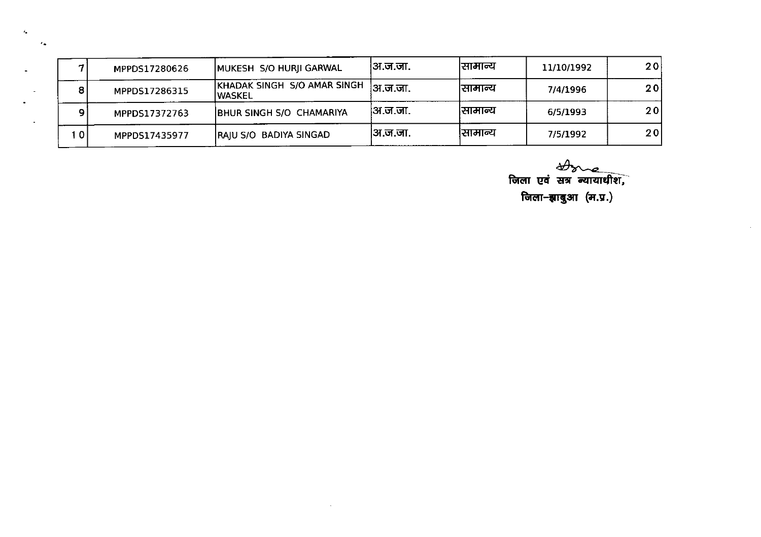| | | | | | | |
|---|---|---|---|---|---|---|
| 7 | MPPDS17280626 | MUKESH S/O HURJI GARWAL | अ.ज.जा. | सामान्य | 11/10/1992 | 20 |
| 8 | MPPDS17286315 | KHADAK SINGH S/O AMAR SINGH WASKEL | अ.ज.जा. | सामान्य | 7/4/1996 | 20 |
| 9 | MPPDS17372763 | BHUR SINGH S/O CHAMARIYA | अ.ज.जा. | सामान्य | 6/5/1993 | 20 |
| 10 | MPPDS17435977 | RAJU S/O BADIYA SINGAD | अ.ज.जा. | सामान्य | 7/5/1992 | 20 |

जिला एवं सत्र न्यायाधीश,
जिला-झाबुआ (म.प्र.)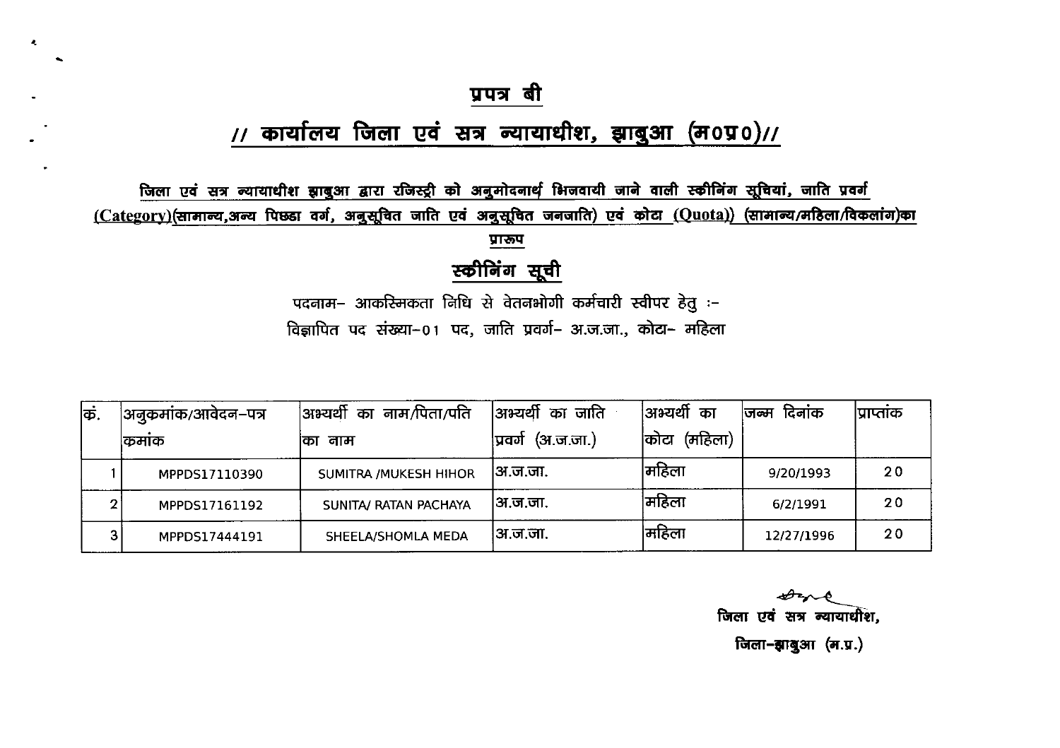## प्रपत्र बी

## // कार्यालय जिला एवं सत्र न्यायाधीश, झाबुआ (म0प्र0)//

**जिला एवं सत्र न्यायाधीश झाबुआ द्वारा रजिस्ट्री को अनुमोदनार्थ भिजवायी जाने वाली स्कीनिंग सूचियां, जाति प्रवर्ग (Category)(सामान्य,अन्य पिछडा वर्ग, अनुसूचित जाति एवं अनुसूचित जनजाति) एवं कोटा (Quota)) (सामान्य/महिला/विकलांग)का प्रारूप**

## स्कीनिंग सूची

पदनाम– आकस्मिकता निधि से वेतनभोगी कर्मचारी स्वीपर हेतु :-

विज्ञापित पद संख्या–01 पद, जाति प्रवर्ग– अ.ज.जा., कोटा– महिला

| कं. | अनुकमांक/आवेदन–पत्र कमांक | अभ्यर्थी का नाम/पिता/पति का नाम | अभ्यर्थी का जाति प्रवर्ग (अ.ज.जा.) | अभ्यर्थी का कोटा (महिला) | जन्म दिनांक | प्राप्तांक |
|---|---|---|---|---|---|---|
| 1 | MPPDS17110390 | SUMITRA /MUKESH HIHOR | अ.ज.जा. | महिला | 9/20/1993 | 20 |
| 2 | MPPDS17161192 | SUNITA/ RATAN PACHAYA | अ.ज.जा. | महिला | 6/2/1991 | 20 |
| 3 | MPPDS17444191 | SHEELA/SHOMLA MEDA | अ.ज.जा. | महिला | 12/27/1996 | 20 |

जिला एवं सत्र न्यायाधीश,

जिला–झाबुआ (म.प्र.)